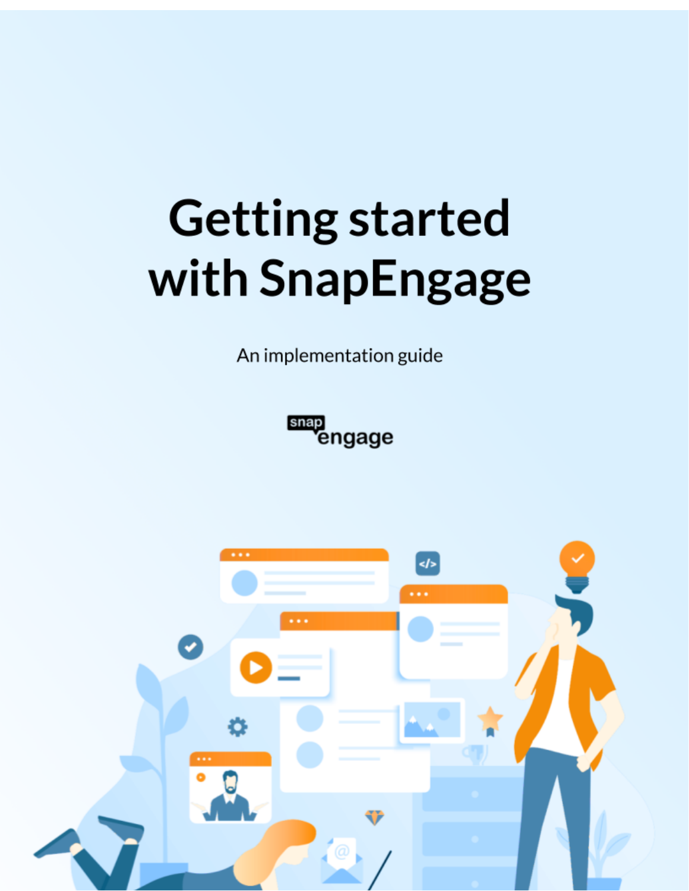# Getting started with SnapEngage

An implementation guide

snap engage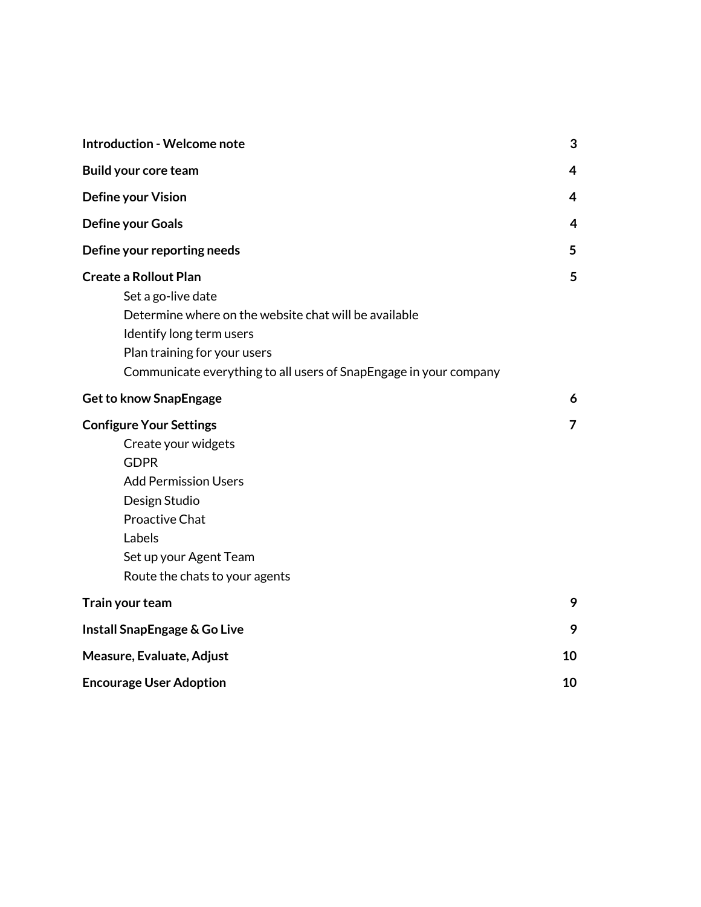**Introduction - Welcome note** 3

**Build your core team** 4

**Define your Vision** 4

**Define your Goals** 4

**Define your reporting needs** 5

**Create a Rollout Plan** 5

- Set a go-live date
- Determine where on the website chat will be available
- Identify long term users
- Plan training for your users
- Communicate everything to all users of SnapEngage in your company

**Get to know SnapEngage** 6

**Configure Your Settings** 7

- Create your widgets
- GDPR
- Add Permission Users
- Design Studio
- Proactive Chat
- Labels
- Set up your Agent Team
- Route the chats to your agents

**Train your team** 9

**Install SnapEngage & Go Live** 9

**Measure, Evaluate, Adjust** 10

**Encourage User Adoption** 10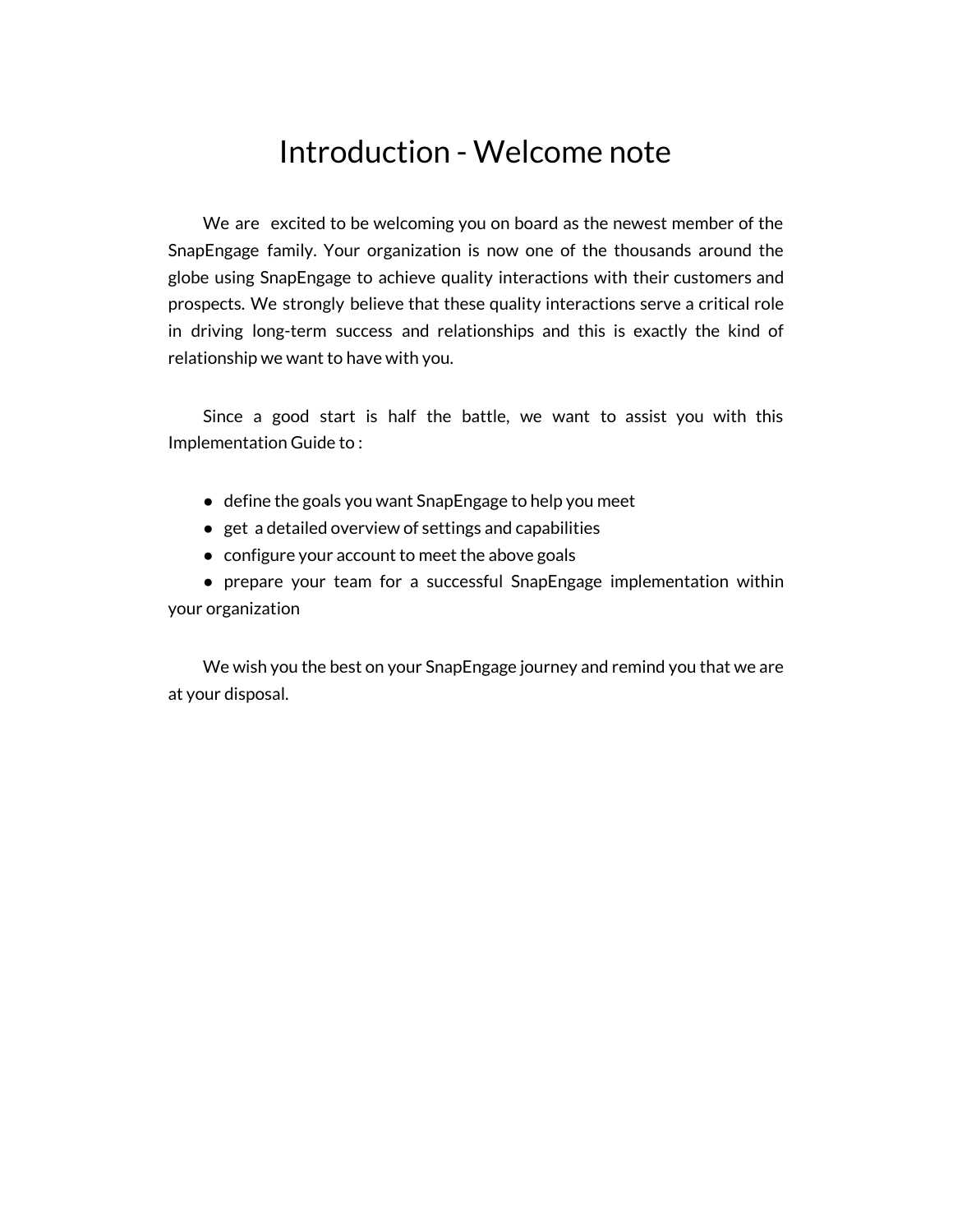# Introduction - Welcome note

We are excited to be welcoming you on board as the newest member of the SnapEngage family. Your organization is now one of the thousands around the globe using SnapEngage to achieve quality interactions with their customers and prospects. We strongly believe that these quality interactions serve a critical role in driving long-term success and relationships and this is exactly the kind of relationship we want to have with you.

Since a good start is half the battle, we want to assist you with this Implementation Guide to :

- define the goals you want SnapEngage to help you meet
- get a detailed overview of settings and capabilities
- configure your account to meet the above goals
- prepare your team for a successful SnapEngage implementation within your organization

We wish you the best on your SnapEngage journey and remind you that we are at your disposal.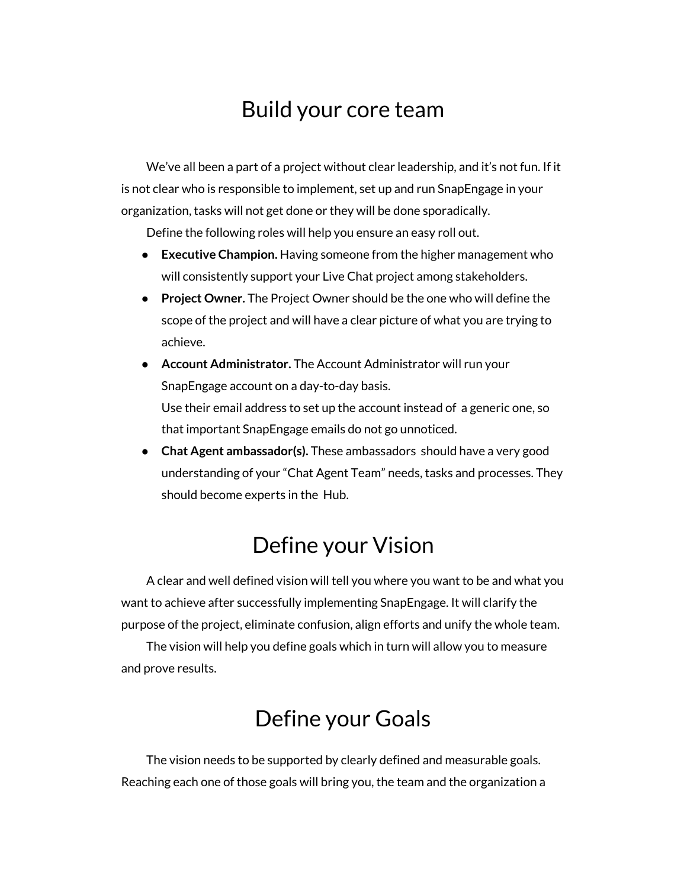# Build your core team

We've all been a part of a project without clear leadership, and it's not fun. If it is not clear who is responsible to implement, set up and run SnapEngage in your organization, tasks will not get done or they will be done sporadically.

Define the following roles will help you ensure an easy roll out.

- **Executive Champion.** Having someone from the higher management who will consistently support your Live Chat project among stakeholders.
- **Project Owner.** The Project Owner should be the one who will define the scope of the project and will have a clear picture of what you are trying to achieve.
- **Account Administrator.** The Account Administrator will run your SnapEngage account on a day-to-day basis.
  Use their email address to set up the account instead of a generic one, so that important SnapEngage emails do not go unnoticed.
- **Chat Agent ambassador(s).** These ambassadors should have a very good understanding of your "Chat Agent Team" needs, tasks and processes. They should become experts in the Hub.

# Define your Vision

A clear and well defined vision will tell you where you want to be and what you want to achieve after successfully implementing SnapEngage. It will clarify the purpose of the project, eliminate confusion, align efforts and unify the whole team.

The vision will help you define goals which in turn will allow you to measure and prove results.

# Define your Goals

The vision needs to be supported by clearly defined and measurable goals. Reaching each one of those goals will bring you, the team and the organization a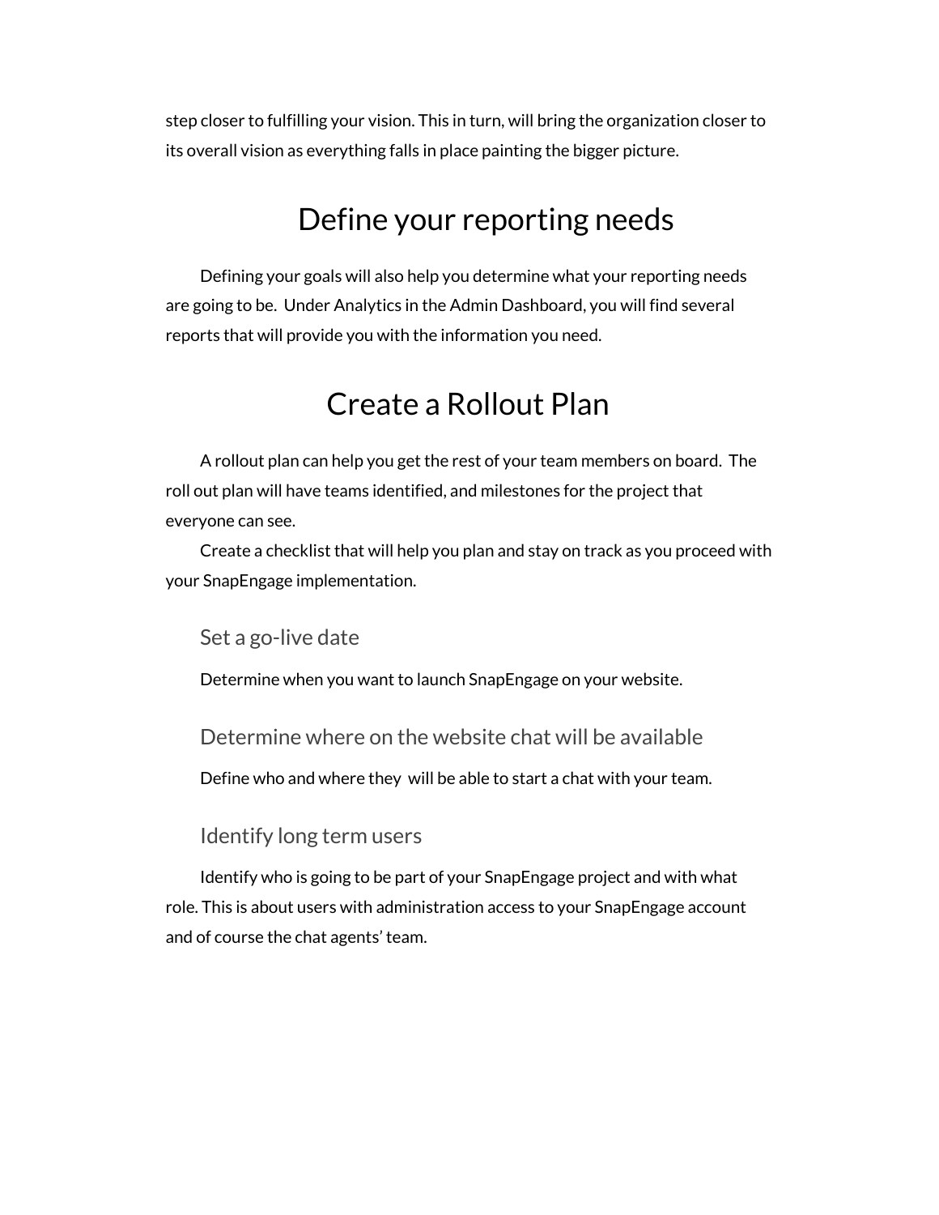step closer to fulfilling your vision. This in turn, will bring the organization closer to its overall vision as everything falls in place painting the bigger picture.

# Define your reporting needs

Defining your goals will also help you determine what your reporting needs are going to be. Under Analytics in the Admin Dashboard, you will find several reports that will provide you with the information you need.

# Create a Rollout Plan

A rollout plan can help you get the rest of your team members on board. The roll out plan will have teams identified, and milestones for the project that everyone can see.

Create a checklist that will help you plan and stay on track as you proceed with your SnapEngage implementation.

### Set a go-live date

Determine when you want to launch SnapEngage on your website.

### Determine where on the website chat will be available

Define who and where they will be able to start a chat with your team.

### Identify long term users

Identify who is going to be part of your SnapEngage project and with what role. This is about users with administration access to your SnapEngage account and of course the chat agents' team.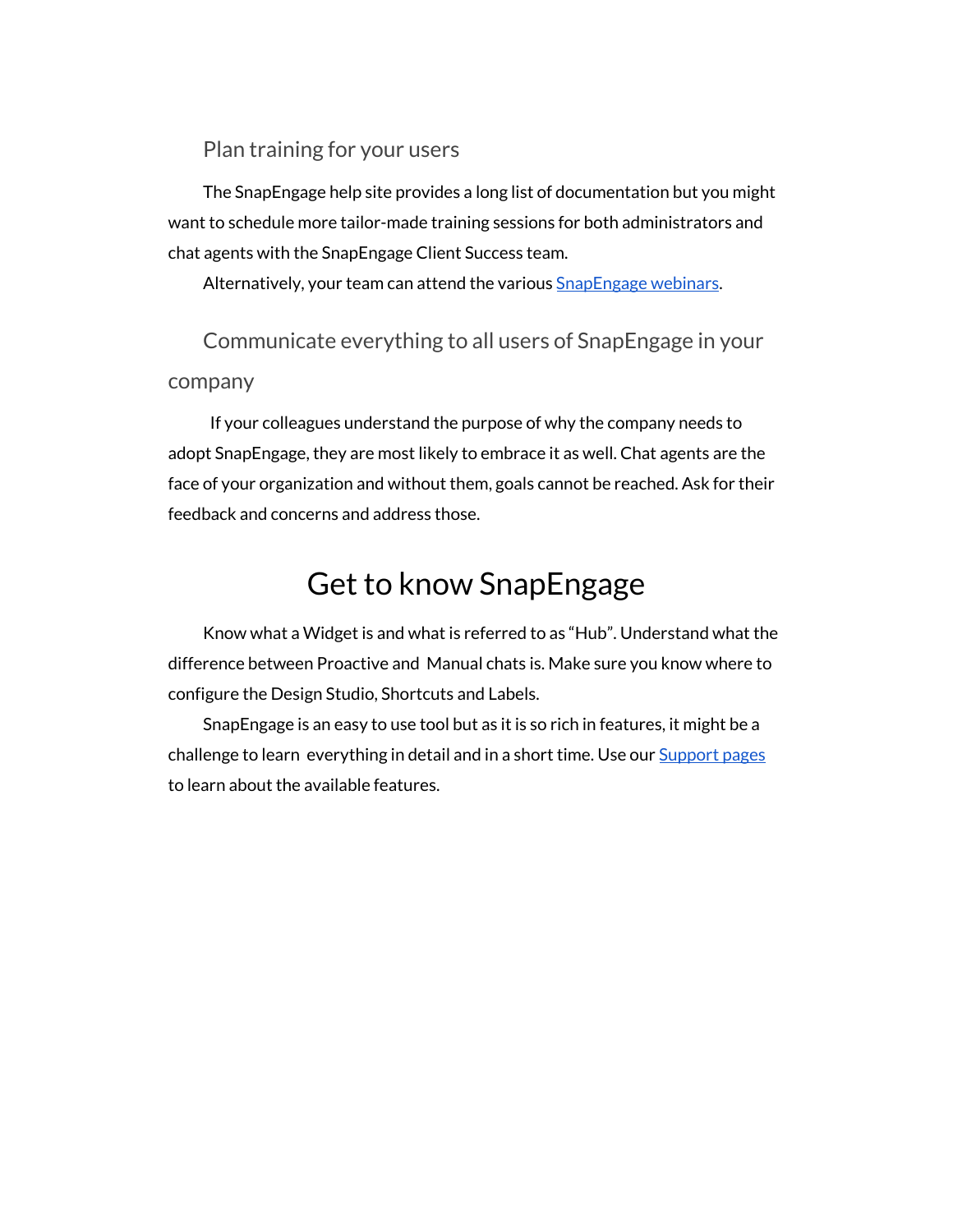### Plan training for your users

The SnapEngage help site provides a long list of documentation but you might want to schedule more tailor-made training sessions for both administrators and chat agents with the SnapEngage Client Success team.

Alternatively, your team can attend the various SnapEngage webinars.

### Communicate everything to all users of SnapEngage in your company

If your colleagues understand the purpose of why the company needs to adopt SnapEngage, they are most likely to embrace it as well. Chat agents are the face of your organization and without them, goals cannot be reached. Ask for their feedback and concerns and address those.

## Get to know SnapEngage

Know what a Widget is and what is referred to as "Hub". Understand what the difference between Proactive and Manual chats is. Make sure you know where to configure the Design Studio, Shortcuts and Labels.

SnapEngage is an easy to use tool but as it is so rich in features, it might be a challenge to learn everything in detail and in a short time. Use our Support pages to learn about the available features.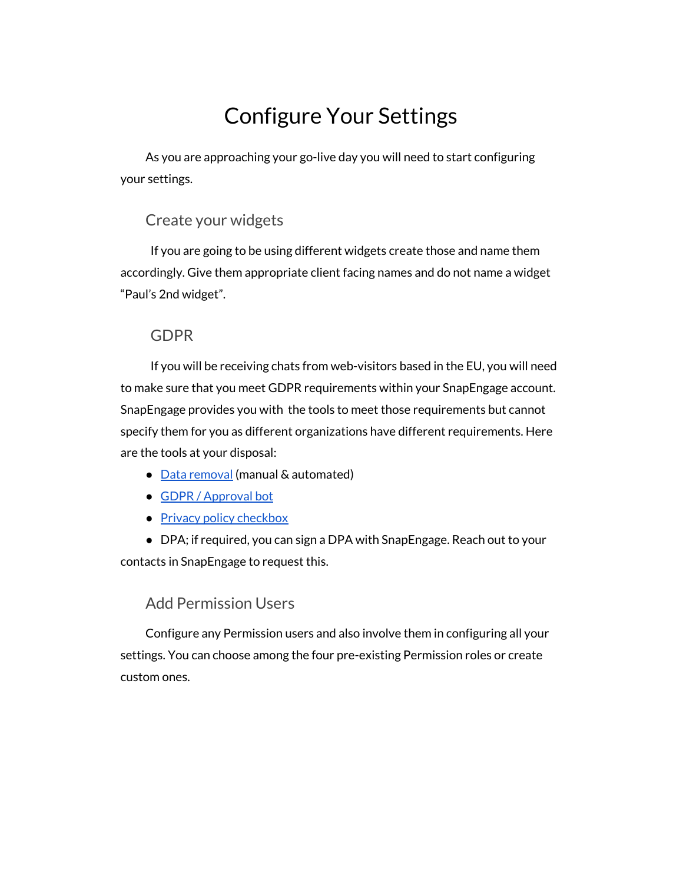# Configure Your Settings

As you are approaching your go-live day you will need to start configuring your settings.

## Create your widgets

If you are going to be using different widgets create those and name them accordingly. Give them appropriate client facing names and do not name a widget “Paul’s 2nd widget”.

## GDPR

If you will be receiving chats from web-visitors based in the EU, you will need to make sure that you meet GDPR requirements within your SnapEngage account. SnapEngage provides you with the tools to meet those requirements but cannot specify them for you as different organizations have different requirements. Here are the tools at your disposal:

- Data removal (manual & automated)
- GDPR / Approval bot
- Privacy policy checkbox
- DPA; if required, you can sign a DPA with SnapEngage. Reach out to your contacts in SnapEngage to request this.

## Add Permission Users

Configure any Permission users and also involve them in configuring all your settings. You can choose among the four pre-existing Permission roles or create custom ones.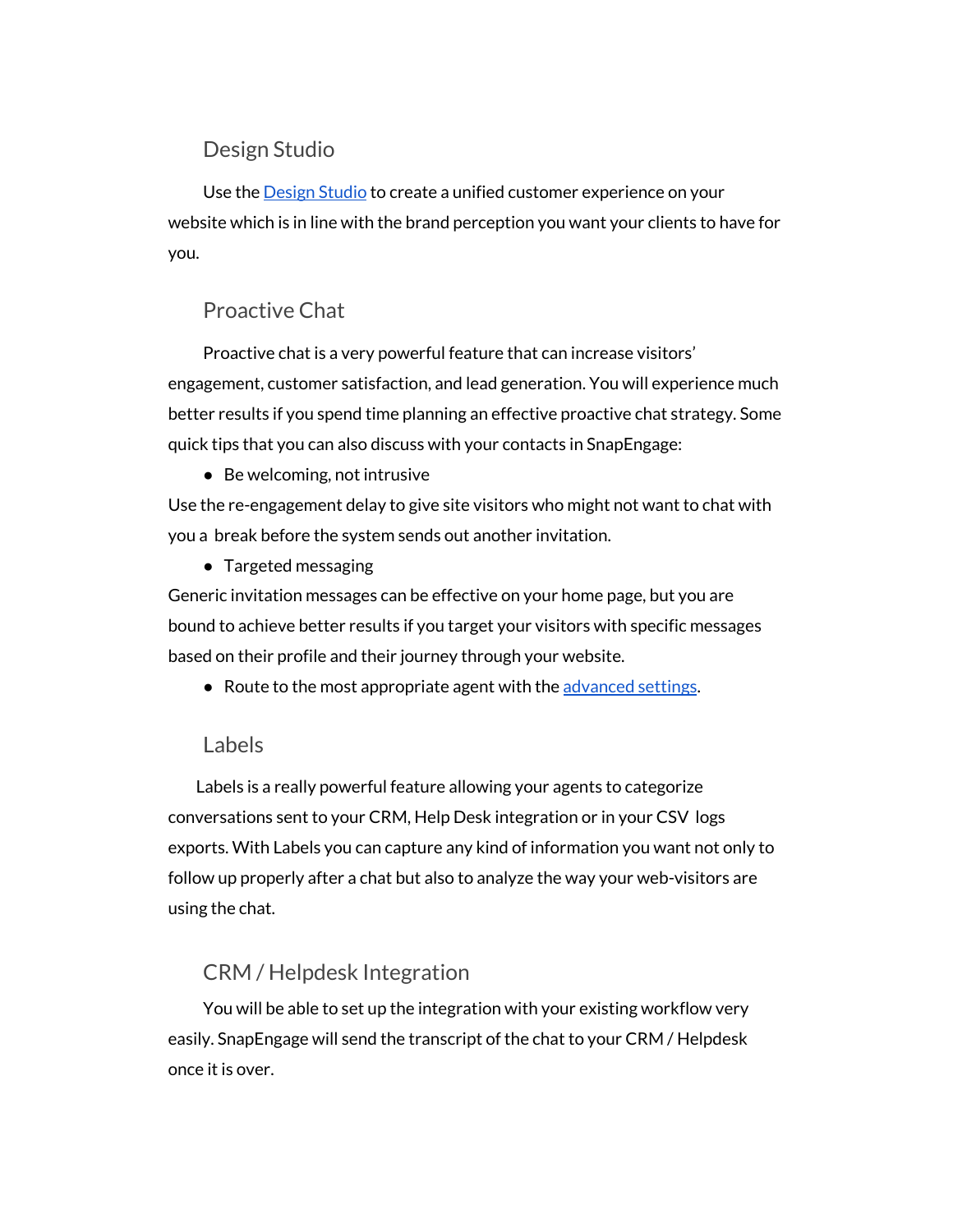## Design Studio

Use the [Design Studio](#) to create a unified customer experience on your website which is in line with the brand perception you want your clients to have for you.

## Proactive Chat

Proactive chat is a very powerful feature that can increase visitors' engagement, customer satisfaction, and lead generation. You will experience much better results if you spend time planning an effective proactive chat strategy. Some quick tips that you can also discuss with your contacts in SnapEngage:

- Be welcoming, not intrusive

Use the re-engagement delay to give site visitors who might not want to chat with you a break before the system sends out another invitation.

- Targeted messaging

Generic invitation messages can be effective on your home page, but you are bound to achieve better results if you target your visitors with specific messages based on their profile and their journey through your website.

- Route to the most appropriate agent with the [advanced settings](#).

## Labels

Labels is a really powerful feature allowing your agents to categorize conversations sent to your CRM, Help Desk integration or in your CSV logs exports. With Labels you can capture any kind of information you want not only to follow up properly after a chat but also to analyze the way your web-visitors are using the chat.

## CRM / Helpdesk Integration

You will be able to set up the integration with your existing workflow very easily. SnapEngage will send the transcript of the chat to your CRM / Helpdesk once it is over.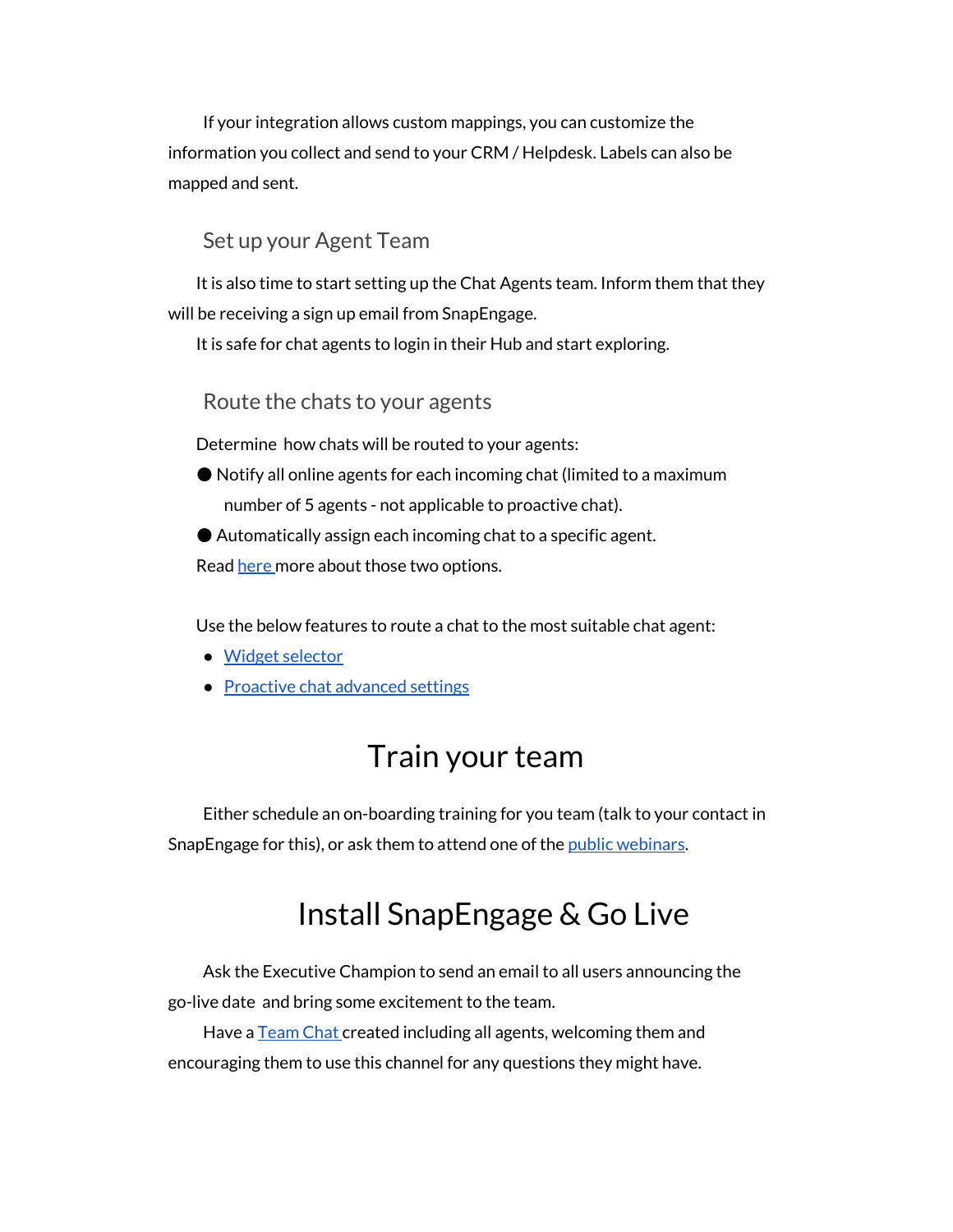If your integration allows custom mappings, you can customize the information you collect and send to your CRM / Helpdesk. Labels can also be mapped and sent.

### Set up your Agent Team

It is also time to start setting up the Chat Agents team. Inform them that they will be receiving a sign up email from SnapEngage.

It is safe for chat agents to login in their Hub and start exploring.

### Route the chats to your agents

Determine how chats will be routed to your agents:

- Notify all online agents for each incoming chat (limited to a maximum number of 5 agents - not applicable to proactive chat).
- Automatically assign each incoming chat to a specific agent.

Read here more about those two options.

Use the below features to route a chat to the most suitable chat agent:

- Widget selector
- Proactive chat advanced settings

## Train your team

Either schedule an on-boarding training for you team (talk to your contact in SnapEngage for this), or ask them to attend one of the public webinars.

## Install SnapEngage & Go Live

Ask the Executive Champion to send an email to all users announcing the go-live date and bring some excitement to the team.

Have a Team Chat created including all agents, welcoming them and encouraging them to use this channel for any questions they might have.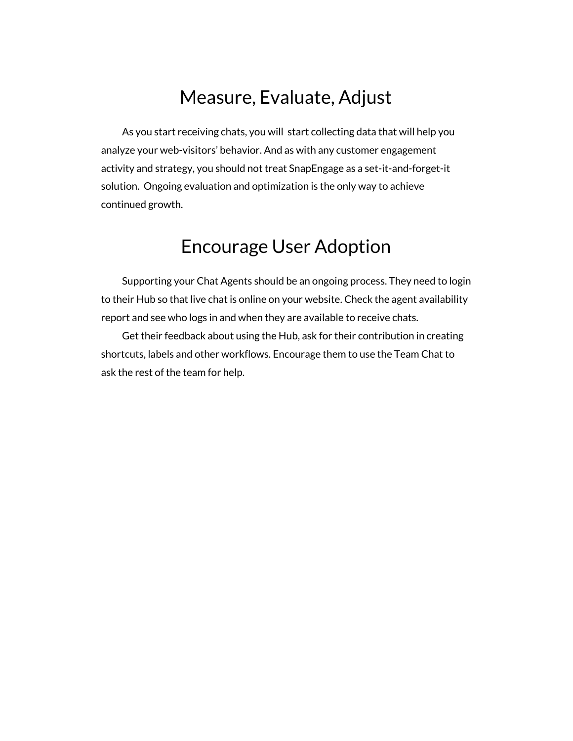## Measure, Evaluate, Adjust

As you start receiving chats, you will start collecting data that will help you analyze your web-visitors' behavior. And as with any customer engagement activity and strategy, you should not treat SnapEngage as a set-it-and-forget-it solution. Ongoing evaluation and optimization is the only way to achieve continued growth.

## Encourage User Adoption

Supporting your Chat Agents should be an ongoing process. They need to login to their Hub so that live chat is online on your website. Check the agent availability report and see who logs in and when they are available to receive chats.

Get their feedback about using the Hub, ask for their contribution in creating shortcuts, labels and other workflows. Encourage them to use the Team Chat to ask the rest of the team for help.